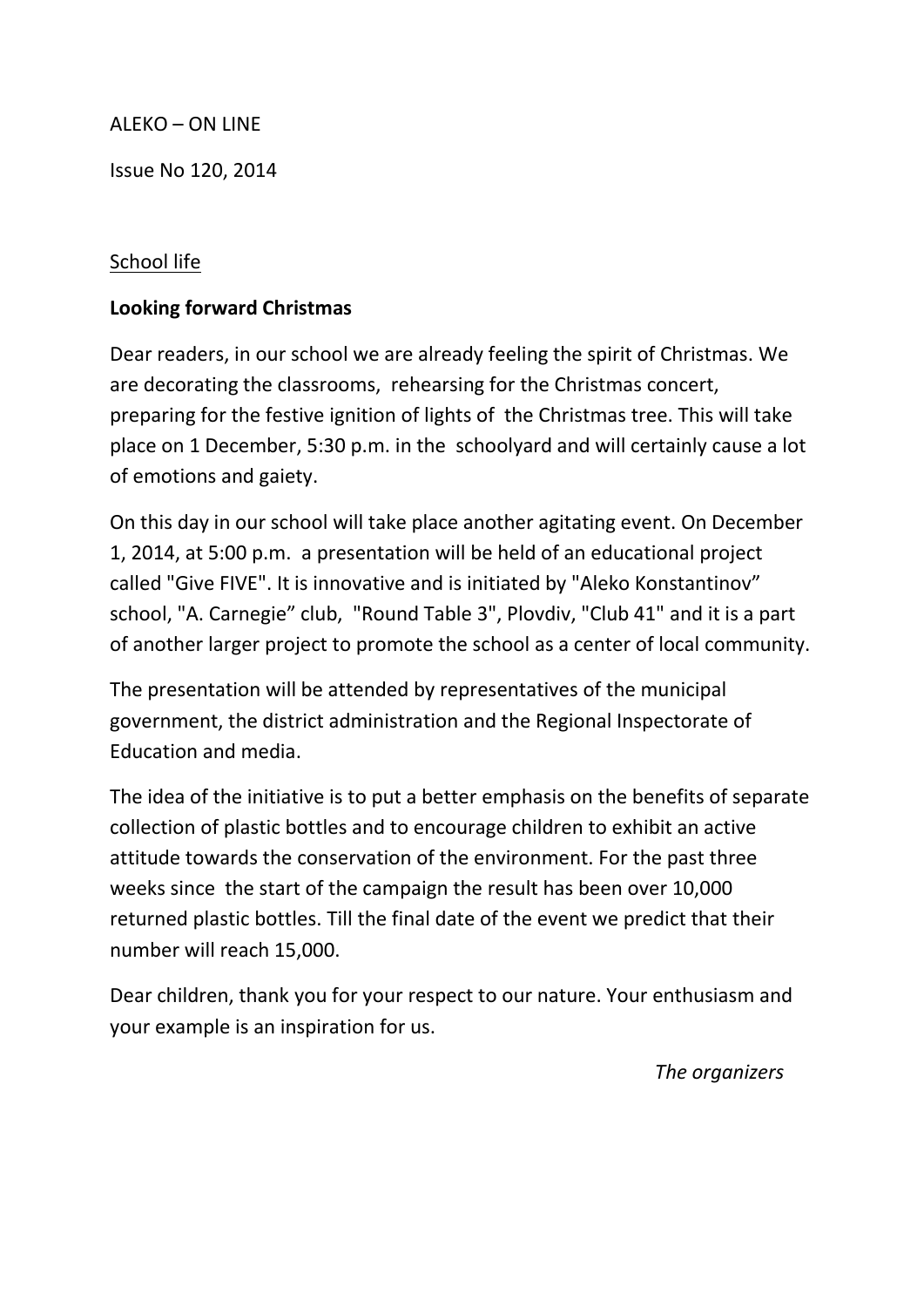ALEKO – ON LINE

Issue No 120, 2014

School life

**Looking forward Christmas**

Dear readers, in our school we are already feeling the spirit of Christmas. We are decorating the classrooms, rehearsing for the Christmas concert, preparing for the festive ignition of lights of the Christmas tree. This will take place on 1 December, 5:30 p.m. in the schoolyard and will certainly cause a lot of emotions and gaiety.

On this day in our school will take place another agitating event. On December 1, 2014, at 5:00 p.m. a presentation will be held of an educational project called "Give FIVE". It is innovative and is initiated by "Aleko Konstantinov" school, "A. Carnegie" club, "Round Table 3", Plovdiv, "Club 41" and it is a part of another larger project to promote the school as a center of local community.

The presentation will be attended by representatives of the municipal government, the district administration and the Regional Inspectorate of Education and media.

The idea of the initiative is to put a better emphasis on the benefits of separate collection of plastic bottles and to encourage children to exhibit an active attitude towards the conservation of the environment. For the past three weeks since the start of the campaign the result has been over 10,000 returned plastic bottles. Till the final date of the event we predict that their number will reach 15,000.

Dear children, thank you for your respect to our nature. Your enthusiasm and your example is an inspiration for us.

*The organizers*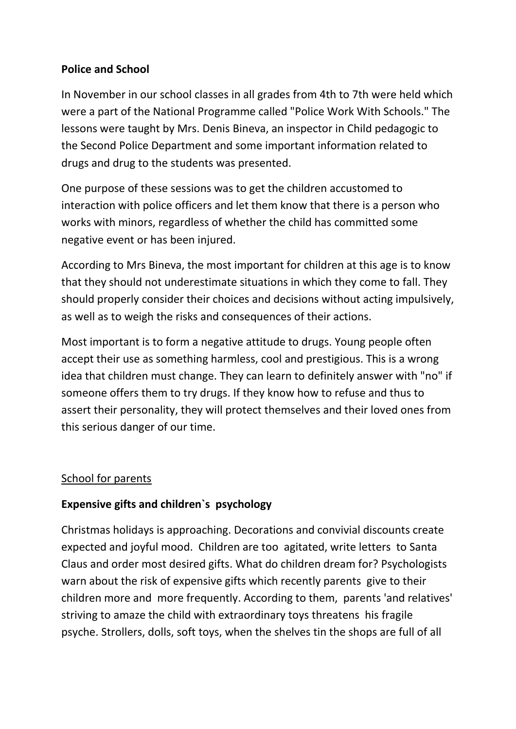**Police and School**

In November in our school classes in all grades from 4th to 7th were held which were a part of the National Programme called "Police Work With Schools." The lessons were taught by Mrs. Denis Bineva, an inspector in Child pedagogic to the Second Police Department and some important information related to drugs and drug to the students was presented.

One purpose of these sessions was to get the children accustomed to interaction with police officers and let them know that there is a person who works with minors, regardless of whether the child has committed some negative event or has been injured.

According to Mrs Bineva, the most important for children at this age is to know that they should not underestimate situations in which they come to fall. They should properly consider their choices and decisions without acting impulsively, as well as to weigh the risks and consequences of their actions.

Most important is to form a negative attitude to drugs. Young people often accept their use as something harmless, cool and prestigious. This is a wrong idea that children must change. They can learn to definitely answer with "no" if someone offers them to try drugs. If they know how to refuse and thus to assert their personality, they will protect themselves and their loved ones from this serious danger of our time.

<u>School for parents</u>

**Expensive gifts and children`s psychology**

Christmas holidays is approaching. Decorations and convivial discounts create expected and joyful mood. Children are too agitated, write letters to Santa Claus and order most desired gifts. What do children dream for? Psychologists warn about the risk of expensive gifts which recently parents give to their children more and more frequently. According to them, parents 'and relatives' striving to amaze the child with extraordinary toys threatens his fragile psyche. Strollers, dolls, soft toys, when the shelves tin the shops are full of all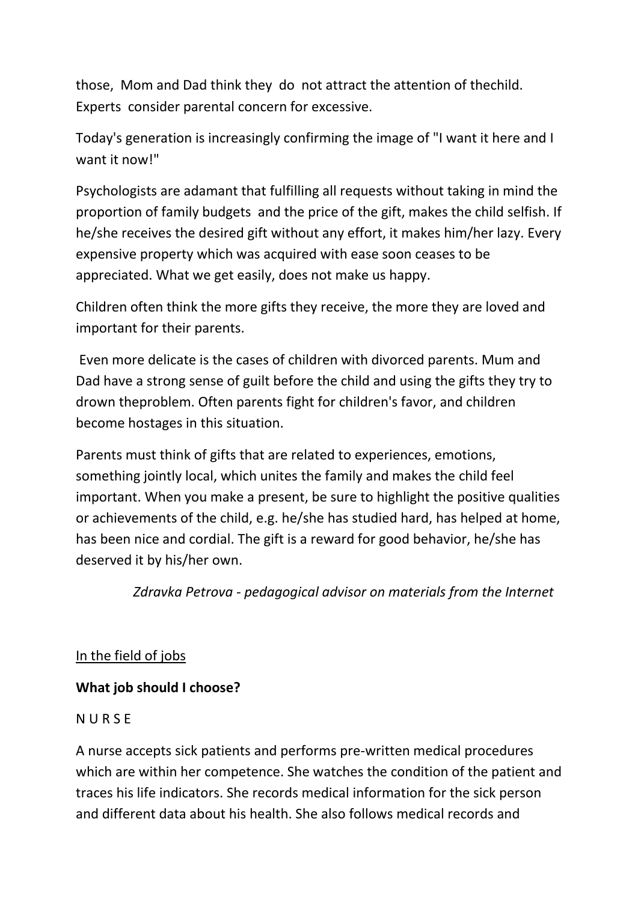those, Mom and Dad think they do not attract the attention of thechild. Experts consider parental concern for excessive.

Today's generation is increasingly confirming the image of "I want it here and I want it now!"

Psychologists are adamant that fulfilling all requests without taking in mind the proportion of family budgets and the price of the gift, makes the child selfish. If he/she receives the desired gift without any effort, it makes him/her lazy. Every expensive property which was acquired with ease soon ceases to be appreciated. What we get easily, does not make us happy.

Children often think the more gifts they receive, the more they are loved and important for their parents.

Even more delicate is the cases of children with divorced parents. Mum and Dad have a strong sense of guilt before the child and using the gifts they try to drown theproblem. Often parents fight for children's favor, and children become hostages in this situation.

Parents must think of gifts that are related to experiences, emotions, something jointly local, which unites the family and makes the child feel important. When you make a present, be sure to highlight the positive qualities or achievements of the child, e.g. he/she has studied hard, has helped at home, has been nice and cordial. The gift is a reward for good behavior, he/she has deserved it by his/her own.

*Zdravka Petrova - pedagogical advisor on materials from the Internet*

<u>In the field of jobs</u>

**What job should I choose?**

N U R S E

A nurse accepts sick patients and performs pre-written medical procedures which are within her competence. She watches the condition of the patient and traces his life indicators. She records medical information for the sick person and different data about his health. She also follows medical records and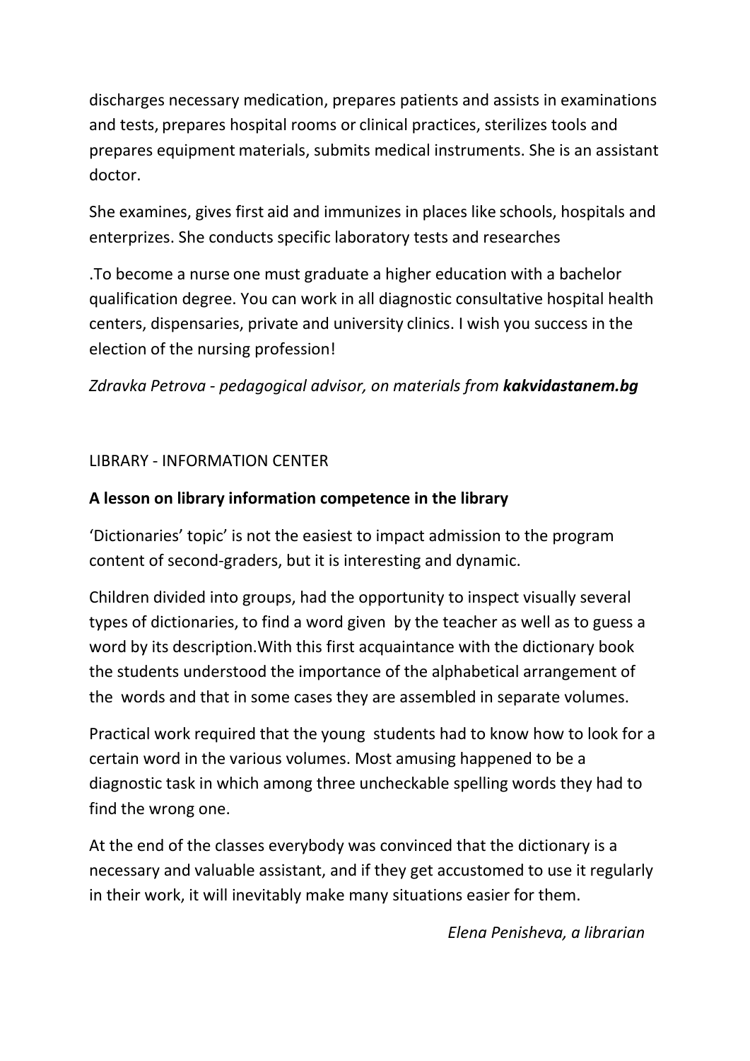discharges necessary medication, prepares patients and assists in examinations and tests, prepares hospital rooms or clinical practices, sterilizes tools and prepares equipment materials, submits medical instruments. She is an assistant doctor.

She examines, gives first aid and immunizes in places like schools, hospitals and enterprizes. She conducts specific laboratory tests and researches

.To become a nurse one must graduate a higher education with a bachelor qualification degree. You can work in all diagnostic consultative hospital health centers, dispensaries, private and university clinics. I wish you success in the election of the nursing profession!

*Zdravka Petrova - pedagogical advisor, on materials from **kakvidastanem.bg***

LIBRARY - INFORMATION CENTER

**A lesson on library information competence in the library**

'Dictionaries' topic' is not the easiest to impact admission to the program content of second-graders, but it is interesting and dynamic.

Children divided into groups, had the opportunity to inspect visually several types of dictionaries, to find a word given by the teacher as well as to guess a word by its description.With this first acquaintance with the dictionary book the students understood the importance of the alphabetical arrangement of the words and that in some cases they are assembled in separate volumes.

Practical work required that the young students had to know how to look for a certain word in the various volumes. Most amusing happened to be a diagnostic task in which among three uncheckable spelling words they had to find the wrong one.

At the end of the classes everybody was convinced that the dictionary is a necessary and valuable assistant, and if they get accustomed to use it regularly in their work, it will inevitably make many situations easier for them.

*Elena Penisheva, a librarian*